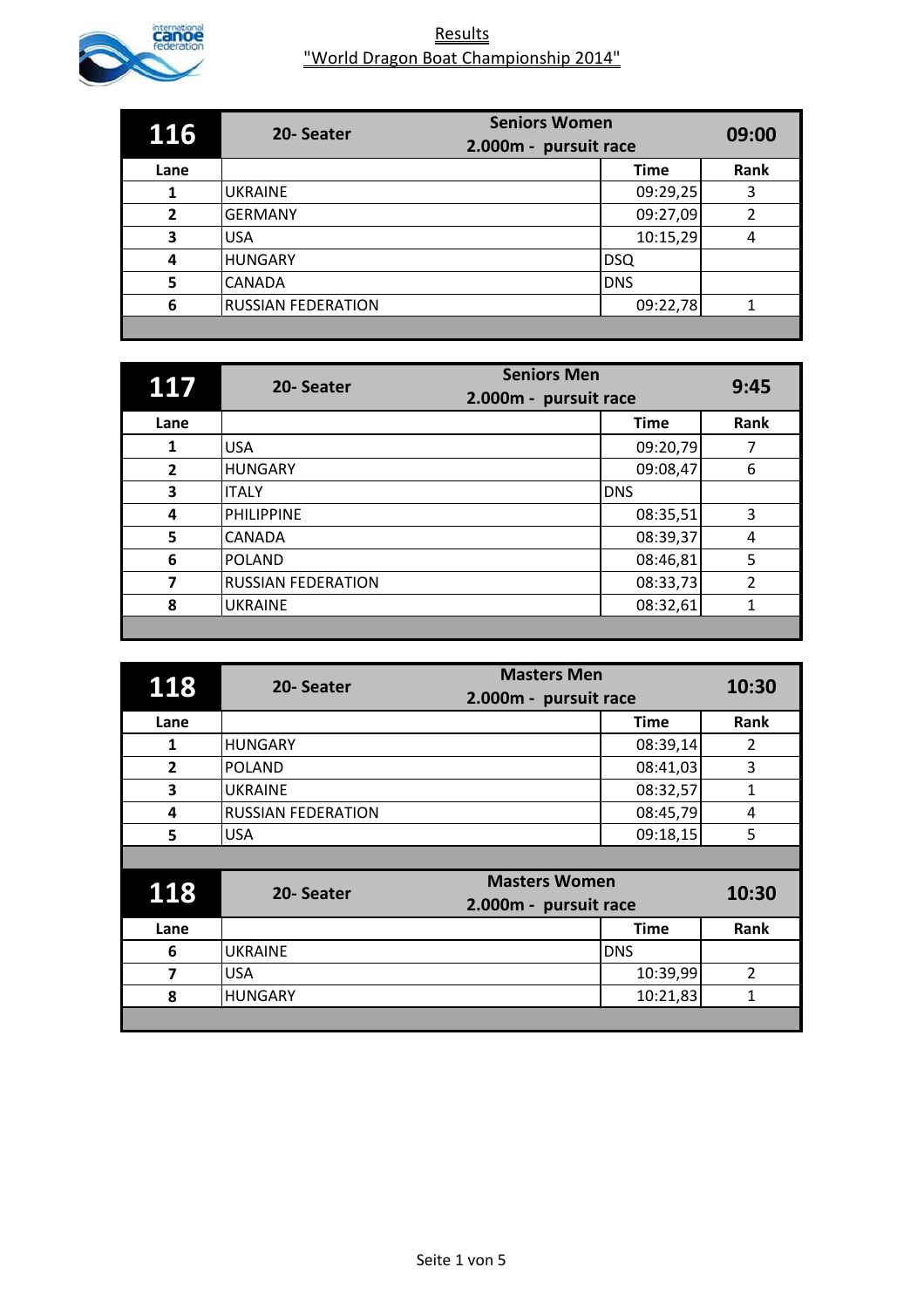# Results
## "World Dragon Boat Championship 2014"

| 116 | 20- Seater | Seniors Women 2.000m - pursuit race | 09:00 |
|---|---|---|---|
| **Lane** | | **Time** | **Rank** |
| 1 | UKRAINE | 09:29,25 | 3 |
| 2 | GERMANY | 09:27,09 | 2 |
| 3 | USA | 10:15,29 | 4 |
| 4 | HUNGARY | DSQ | |
| 5 | CANADA | DNS | |
| 6 | RUSSIAN FEDERATION | 09:22,78 | 1 |

| 117 | 20- Seater | Seniors Men 2.000m - pursuit race | 9:45 |
|---|---|---|---|
| **Lane** | | **Time** | **Rank** |
| 1 | USA | 09:20,79 | 7 |
| 2 | HUNGARY | 09:08,47 | 6 |
| 3 | ITALY | DNS | |
| 4 | PHILIPPINE | 08:35,51 | 3 |
| 5 | CANADA | 08:39,37 | 4 |
| 6 | POLAND | 08:46,81 | 5 |
| 7 | RUSSIAN FEDERATION | 08:33,73 | 2 |
| 8 | UKRAINE | 08:32,61 | 1 |

| 118 | 20- Seater | Masters Men 2.000m - pursuit race | 10:30 |
|---|---|---|---|
| **Lane** | | **Time** | **Rank** |
| 1 | HUNGARY | 08:39,14 | 2 |
| 2 | POLAND | 08:41,03 | 3 |
| 3 | UKRAINE | 08:32,57 | 1 |
| 4 | RUSSIAN FEDERATION | 08:45,79 | 4 |
| 5 | USA | 09:18,15 | 5 |

| 118 | 20- Seater | Masters Women 2.000m - pursuit race | 10:30 |
|---|---|---|---|
| **Lane** | | **Time** | **Rank** |
| 6 | UKRAINE | DNS | |
| 7 | USA | 10:39,99 | 2 |
| 8 | HUNGARY | 10:21,83 | 1 |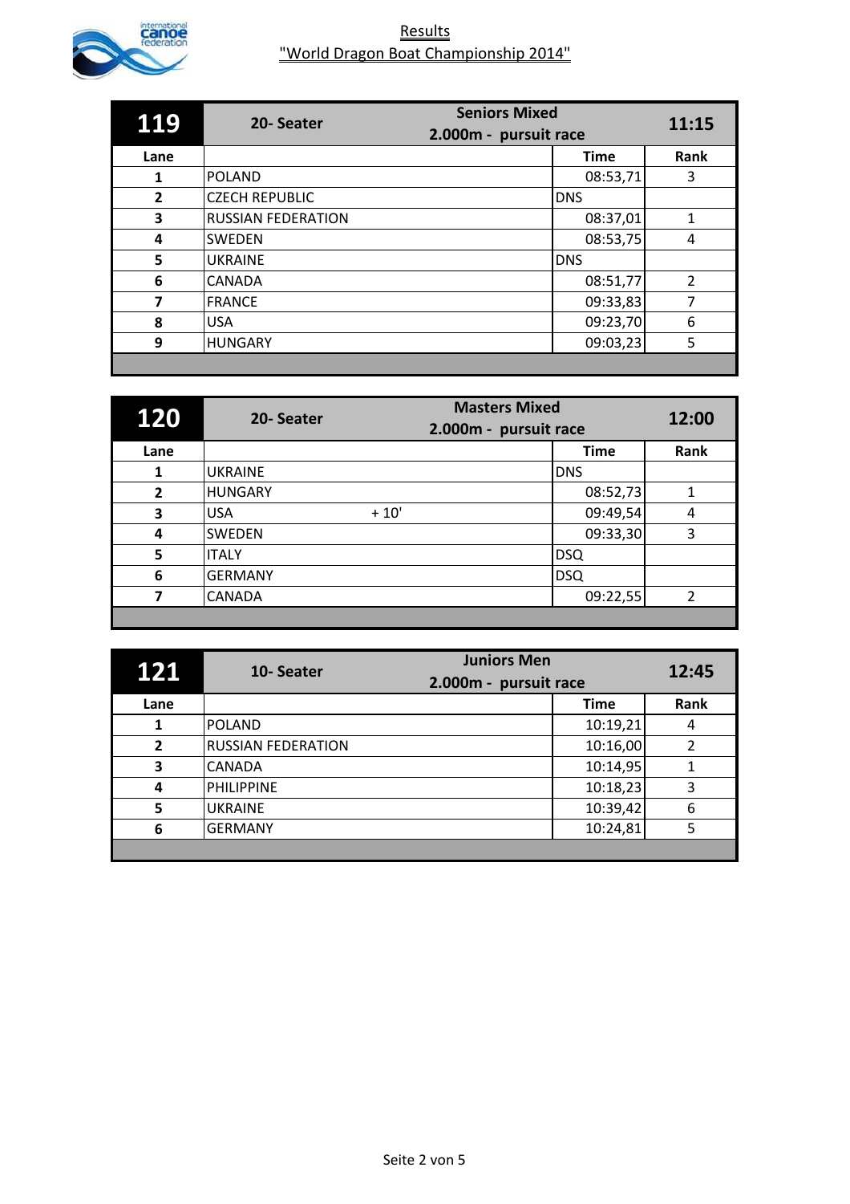# Results
## "World Dragon Boat Championship 2014"

| 119 | 20- Seater | Seniors Mixed 2.000m - pursuit race | 11:15 |
|---|---|---|---|
| **Lane** | | **Time** | **Rank** |
| 1 | POLAND | 08:53,71 | 3 |
| 2 | CZECH REPUBLIC | DNS | |
| 3 | RUSSIAN FEDERATION | 08:37,01 | 1 |
| 4 | SWEDEN | 08:53,75 | 4 |
| 5 | UKRAINE | DNS | |
| 6 | CANADA | 08:51,77 | 2 |
| 7 | FRANCE | 09:33,83 | 7 |
| 8 | USA | 09:23,70 | 6 |
| 9 | HUNGARY | 09:03,23 | 5 |

| 120 | 20- Seater | Masters Mixed 2.000m - pursuit race | 12:00 |
|---|---|---|---|
| **Lane** | | **Time** | **Rank** |
| 1 | UKRAINE | DNS | |
| 2 | HUNGARY | 08:52,73 | 1 |
| 3 | USA + 10' | 09:49,54 | 4 |
| 4 | SWEDEN | 09:33,30 | 3 |
| 5 | ITALY | DSQ | |
| 6 | GERMANY | DSQ | |
| 7 | CANADA | 09:22,55 | 2 |

| 121 | 10- Seater | Juniors Men 2.000m - pursuit race | 12:45 |
|---|---|---|---|
| **Lane** | | **Time** | **Rank** |
| 1 | POLAND | 10:19,21 | 4 |
| 2 | RUSSIAN FEDERATION | 10:16,00 | 2 |
| 3 | CANADA | 10:14,95 | 1 |
| 4 | PHILIPPINE | 10:18,23 | 3 |
| 5 | UKRAINE | 10:39,42 | 6 |
| 6 | GERMANY | 10:24,81 | 5 |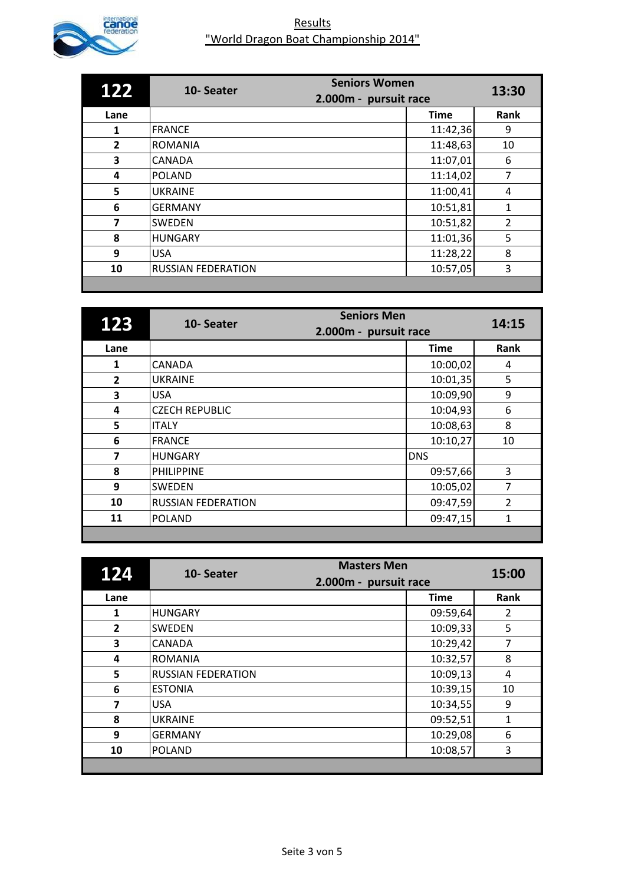# Results
## "World Dragon Boat Championship 2014"

| 122 | 10- Seater | Seniors Women 2.000m - pursuit race | 13:30 |
|---|---|---|---|
| **Lane** | | **Time** | **Rank** |
| **1** | FRANCE | 11:42,36 | 9 |
| **2** | ROMANIA | 11:48,63 | 10 |
| **3** | CANADA | 11:07,01 | 6 |
| **4** | POLAND | 11:14,02 | 7 |
| **5** | UKRAINE | 11:00,41 | 4 |
| **6** | GERMANY | 10:51,81 | 1 |
| **7** | SWEDEN | 10:51,82 | 2 |
| **8** | HUNGARY | 11:01,36 | 5 |
| **9** | USA | 11:28,22 | 8 |
| **10** | RUSSIAN FEDERATION | 10:57,05 | 3 |

| 123 | 10- Seater | Seniors Men 2.000m - pursuit race | 14:15 |
|---|---|---|---|
| **Lane** | | **Time** | **Rank** |
| **1** | CANADA | 10:00,02 | 4 |
| **2** | UKRAINE | 10:01,35 | 5 |
| **3** | USA | 10:09,90 | 9 |
| **4** | CZECH REPUBLIC | 10:04,93 | 6 |
| **5** | ITALY | 10:08,63 | 8 |
| **6** | FRANCE | 10:10,27 | 10 |
| **7** | HUNGARY | DNS | |
| **8** | PHILIPPINE | 09:57,66 | 3 |
| **9** | SWEDEN | 10:05,02 | 7 |
| **10** | RUSSIAN FEDERATION | 09:47,59 | 2 |
| **11** | POLAND | 09:47,15 | 1 |

| 124 | 10- Seater | Masters Men 2.000m - pursuit race | 15:00 |
|---|---|---|---|
| **Lane** | | **Time** | **Rank** |
| **1** | HUNGARY | 09:59,64 | 2 |
| **2** | SWEDEN | 10:09,33 | 5 |
| **3** | CANADA | 10:29,42 | 7 |
| **4** | ROMANIA | 10:32,57 | 8 |
| **5** | RUSSIAN FEDERATION | 10:09,13 | 4 |
| **6** | ESTONIA | 10:39,15 | 10 |
| **7** | USA | 10:34,55 | 9 |
| **8** | UKRAINE | 09:52,51 | 1 |
| **9** | GERMANY | 10:29,08 | 6 |
| **10** | POLAND | 10:08,57 | 3 |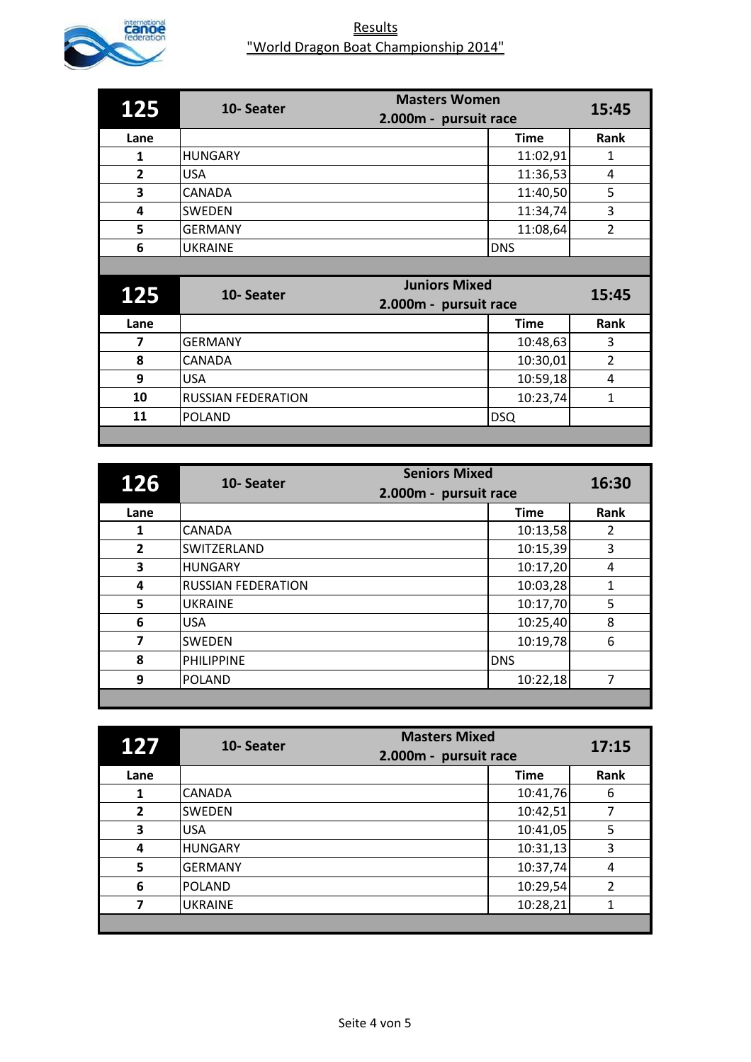# Results

## "World Dragon Boat Championship 2014"

| 125 | 10- Seater | Masters Women 2.000m - pursuit race | 15:45 |
|---|---|---|---|
| **Lane** | | **Time** | **Rank** |
| 1 | HUNGARY | 11:02,91 | 1 |
| 2 | USA | 11:36,53 | 4 |
| 3 | CANADA | 11:40,50 | 5 |
| 4 | SWEDEN | 11:34,74 | 3 |
| 5 | GERMANY | 11:08,64 | 2 |
| 6 | UKRAINE | DNS | |

| 125 | 10- Seater | Juniors Mixed 2.000m - pursuit race | 15:45 |
|---|---|---|---|
| **Lane** | | **Time** | **Rank** |
| 7 | GERMANY | 10:48,63 | 3 |
| 8 | CANADA | 10:30,01 | 2 |
| 9 | USA | 10:59,18 | 4 |
| 10 | RUSSIAN FEDERATION | 10:23,74 | 1 |
| 11 | POLAND | DSQ | |

| 126 | 10- Seater | Seniors Mixed 2.000m - pursuit race | 16:30 |
|---|---|---|---|
| **Lane** | | **Time** | **Rank** |
| 1 | CANADA | 10:13,58 | 2 |
| 2 | SWITZERLAND | 10:15,39 | 3 |
| 3 | HUNGARY | 10:17,20 | 4 |
| 4 | RUSSIAN FEDERATION | 10:03,28 | 1 |
| 5 | UKRAINE | 10:17,70 | 5 |
| 6 | USA | 10:25,40 | 8 |
| 7 | SWEDEN | 10:19,78 | 6 |
| 8 | PHILIPPINE | DNS | |
| 9 | POLAND | 10:22,18 | 7 |

| 127 | 10- Seater | Masters Mixed 2.000m - pursuit race | 17:15 |
|---|---|---|---|
| **Lane** | | **Time** | **Rank** |
| 1 | CANADA | 10:41,76 | 6 |
| 2 | SWEDEN | 10:42,51 | 7 |
| 3 | USA | 10:41,05 | 5 |
| 4 | HUNGARY | 10:31,13 | 3 |
| 5 | GERMANY | 10:37,74 | 4 |
| 6 | POLAND | 10:29,54 | 2 |
| 7 | UKRAINE | 10:28,21 | 1 |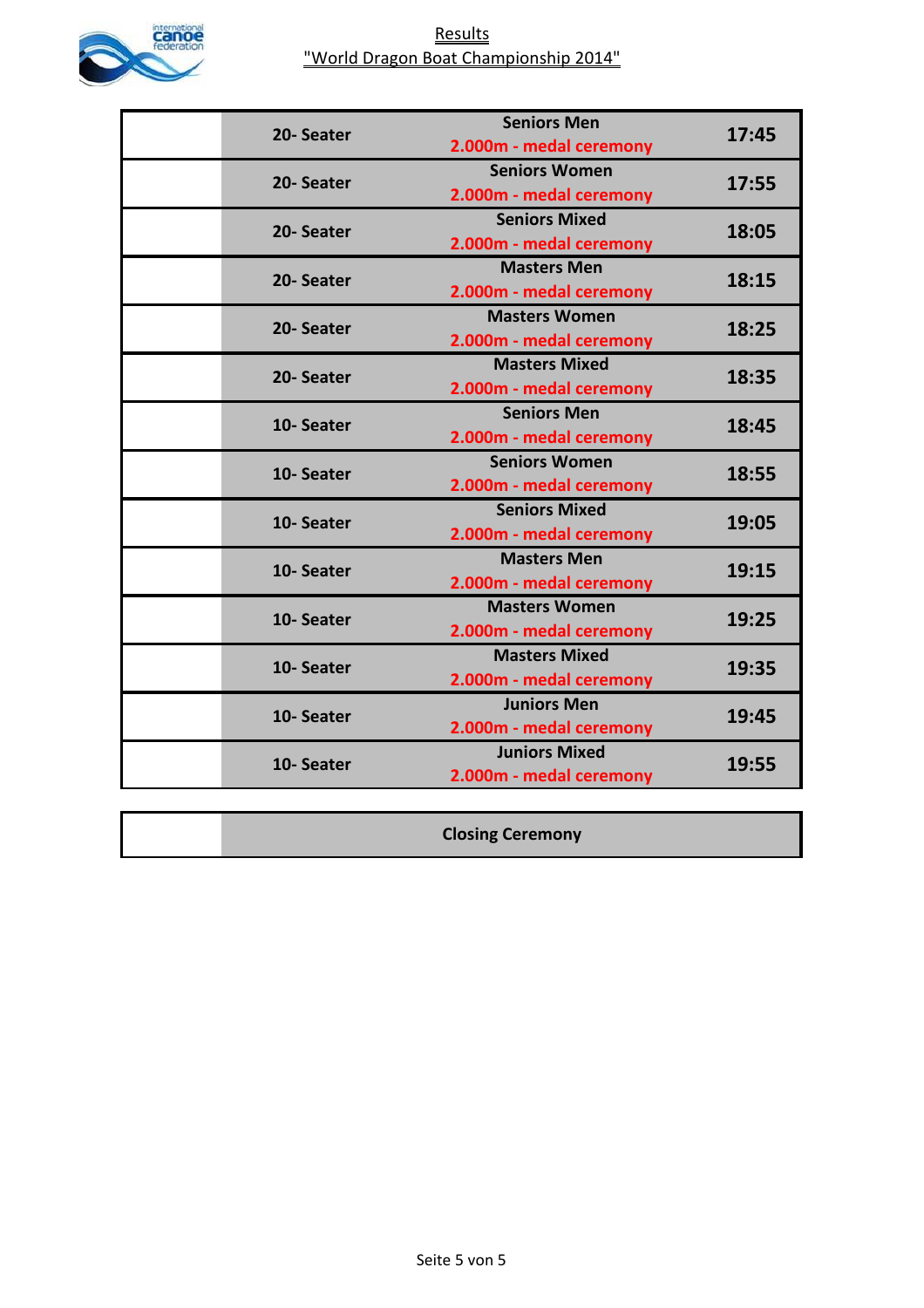Results

"World Dragon Boat Championship 2014"

| | | | |
|---|---|---|---|
| | 20- Seater | Seniors Men<br>2.000m - medal ceremony | 17:45 |
| | 20- Seater | Seniors Women<br>2.000m - medal ceremony | 17:55 |
| | 20- Seater | Seniors Mixed<br>2.000m - medal ceremony | 18:05 |
| | 20- Seater | Masters Men<br>2.000m - medal ceremony | 18:15 |
| | 20- Seater | Masters Women<br>2.000m - medal ceremony | 18:25 |
| | 20- Seater | Masters Mixed<br>2.000m - medal ceremony | 18:35 |
| | 10- Seater | Seniors Men<br>2.000m - medal ceremony | 18:45 |
| | 10- Seater | Seniors Women<br>2.000m - medal ceremony | 18:55 |
| | 10- Seater | Seniors Mixed<br>2.000m - medal ceremony | 19:05 |
| | 10- Seater | Masters Men<br>2.000m - medal ceremony | 19:15 |
| | 10- Seater | Masters Women<br>2.000m - medal ceremony | 19:25 |
| | 10- Seater | Masters Mixed<br>2.000m - medal ceremony | 19:35 |
| | 10- Seater | Juniors Men<br>2.000m - medal ceremony | 19:45 |
| | 10- Seater | Juniors Mixed<br>2.000m - medal ceremony | 19:55 |

| | |
|---|---|
| | Closing Ceremony |